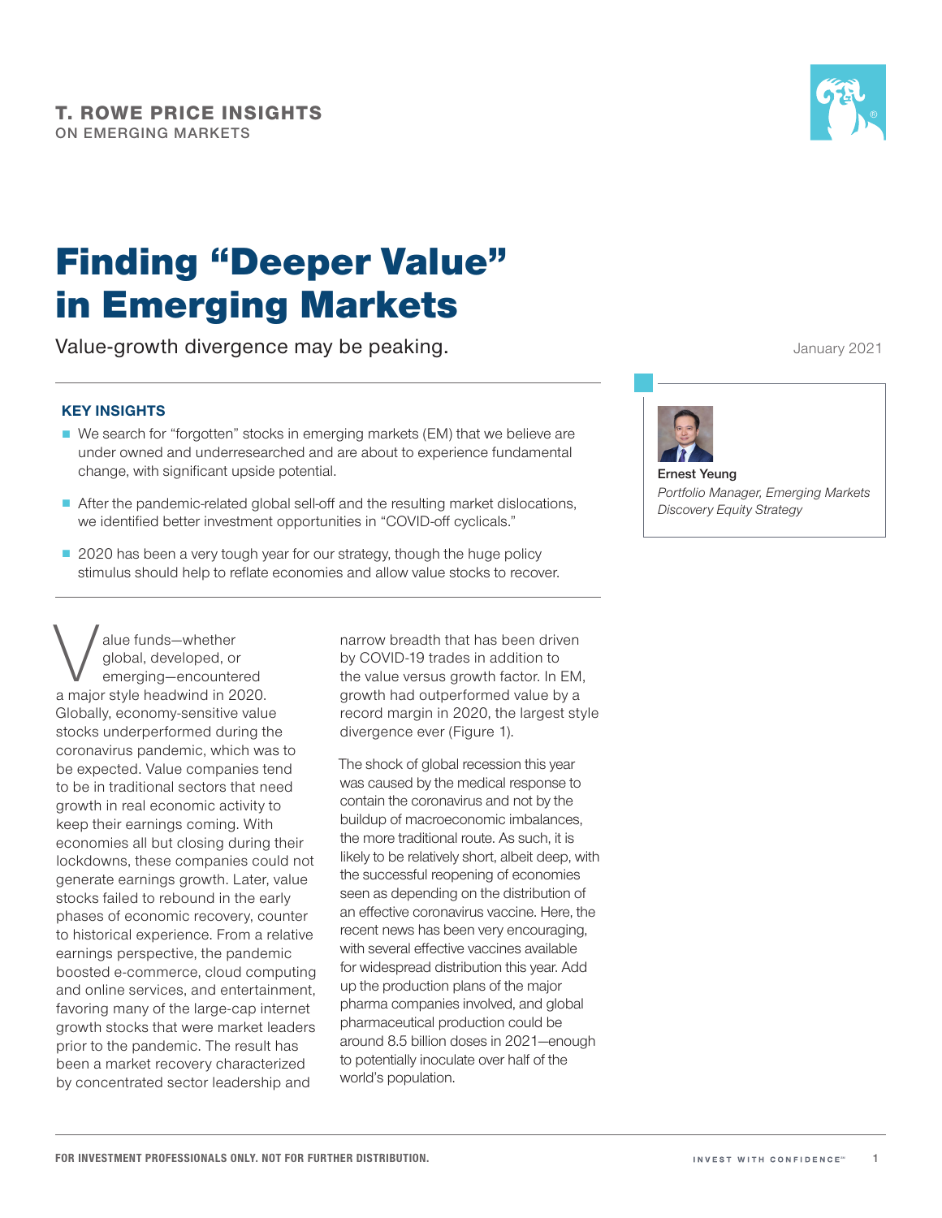T. ROWE PRICE INSIGHTS
ON EMERGING MARKETS

# Finding "Deeper Value" in Emerging Markets

Value-growth divergence may be peaking.

January 2021

**Ernest Yeung**
*Portfolio Manager, Emerging Markets Discovery Equity Strategy*

## KEY INSIGHTS

- We search for "forgotten" stocks in emerging markets (EM) that we believe are under owned and underresearched and are about to experience fundamental change, with significant upside potential.
- After the pandemic-related global sell-off and the resulting market dislocations, we identified better investment opportunities in "COVID-off cyclicals."
- 2020 has been a very tough year for our strategy, though the huge policy stimulus should help to reflate economies and allow value stocks to recover.

Value funds—whether global, developed, or emerging—encountered a major style headwind in 2020. Globally, economy-sensitive value stocks underperformed during the coronavirus pandemic, which was to be expected. Value companies tend to be in traditional sectors that need growth in real economic activity to keep their earnings coming. With economies all but closing during their lockdowns, these companies could not generate earnings growth. Later, value stocks failed to rebound in the early phases of economic recovery, counter to historical experience. From a relative earnings perspective, the pandemic boosted e-commerce, cloud computing and online services, and entertainment, favoring many of the large-cap internet growth stocks that were market leaders prior to the pandemic. The result has been a market recovery characterized by concentrated sector leadership and narrow breadth that has been driven by COVID-19 trades in addition to the value versus growth factor. In EM, growth had outperformed value by a record margin in 2020, the largest style divergence ever (Figure 1).

The shock of global recession this year was caused by the medical response to contain the coronavirus and not by the buildup of macroeconomic imbalances, the more traditional route. As such, it is likely to be relatively short, albeit deep, with the successful reopening of economies seen as depending on the distribution of an effective coronavirus vaccine. Here, the recent news has been very encouraging, with several effective vaccines available for widespread distribution this year. Add up the production plans of the major pharma companies involved, and global pharmaceutical production could be around 8.5 billion doses in 2021—enough to potentially inoculate over half of the world's population.

FOR INVESTMENT PROFESSIONALS ONLY. NOT FOR FURTHER DISTRIBUTION.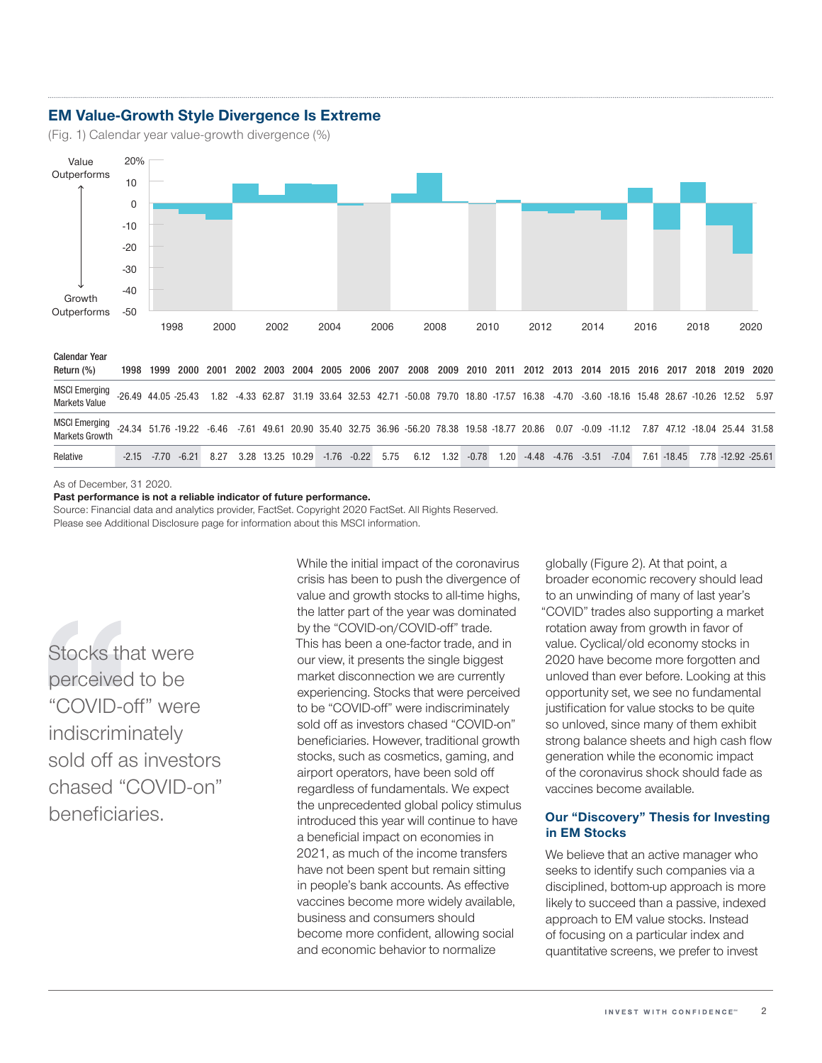## EM Value-Growth Style Divergence Is Extreme

(Fig. 1) Calendar year value-growth divergence (%)

| Calendar Year Return (%) | 1998 | 1999 | 2000 | 2001 | 2002 | 2003 | 2004 | 2005 | 2006 | 2007 | 2008 | 2009 | 2010 | 2011 | 2012 | 2013 | 2014 | 2015 | 2016 | 2017 | 2018 | 2019 | 2020 |
|---|---|---|---|---|---|---|---|---|---|---|---|---|---|---|---|---|---|---|---|---|---|---|---|
| MSCI Emerging Markets Value | -26.49 | 44.05 | -25.43 | 1.82 | -4.33 | 62.87 | 31.19 | 33.64 | 32.53 | 42.71 | -50.08 | 79.70 | 18.80 | -17.57 | 16.38 | -4.70 | -3.60 | -18.16 | 15.48 | 28.67 | -10.26 | 12.52 | 5.97 |
| MSCI Emerging Markets Growth | -24.34 | 51.76 | -19.22 | -6.46 | -7.61 | 49.61 | 20.90 | 35.40 | 32.75 | 36.96 | -56.20 | 78.38 | 19.58 | -18.77 | 20.86 | 0.07 | -0.09 | -11.12 | 7.87 | 47.12 | -18.04 | 25.44 | 31.58 |
| Relative | -2.15 | -7.70 | -6.21 | 8.27 | 3.28 | 13.25 | 10.29 | -1.76 | -0.22 | 5.75 | 6.12 | 1.32 | -0.78 | 1.20 | -4.48 | -4.76 | -3.51 | -7.04 | 7.61 | -18.45 | 7.78 | -12.92 | -25.61 |

As of December, 31 2020.

**Past performance is not a reliable indicator of future performance.**

Source: Financial data and analytics provider, FactSet. Copyright 2020 FactSet. All Rights Reserved.
Please see Additional Disclosure page for information about this MSCI information.

> Stocks that were perceived to be "COVID-off" were indiscriminately sold off as investors chased "COVID-on" beneficiaries.

While the initial impact of the coronavirus crisis has been to push the divergence of value and growth stocks to all-time highs, the latter part of the year was dominated by the "COVID-on/COVID-off" trade. This has been a one-factor trade, and in our view, it presents the single biggest market disconnection we are currently experiencing. Stocks that were perceived to be "COVID-off" were indiscriminately sold off as investors chased "COVID-on" beneficiaries. However, traditional growth stocks, such as cosmetics, gaming, and airport operators, have been sold off regardless of fundamentals. We expect the unprecedented global policy stimulus introduced this year will continue to have a beneficial impact on economies in 2021, as much of the income transfers have not been spent but remain sitting in people's bank accounts. As effective vaccines become more widely available, business and consumers should become more confident, allowing social and economic behavior to normalize globally (Figure 2). At that point, a broader economic recovery should lead to an unwinding of many of last year's "COVID" trades also supporting a market rotation away from growth in favor of value. Cyclical/old economy stocks in 2020 have become more forgotten and unloved than ever before. Looking at this opportunity set, we see no fundamental justification for value stocks to be quite so unloved, since many of them exhibit strong balance sheets and high cash flow generation while the economic impact of the coronavirus shock should fade as vaccines become available.

### Our "Discovery" Thesis for Investing in EM Stocks

We believe that an active manager who seeks to identify such companies via a disciplined, bottom-up approach is more likely to succeed than a passive, indexed approach to EM value stocks. Instead of focusing on a particular index and quantitative screens, we prefer to invest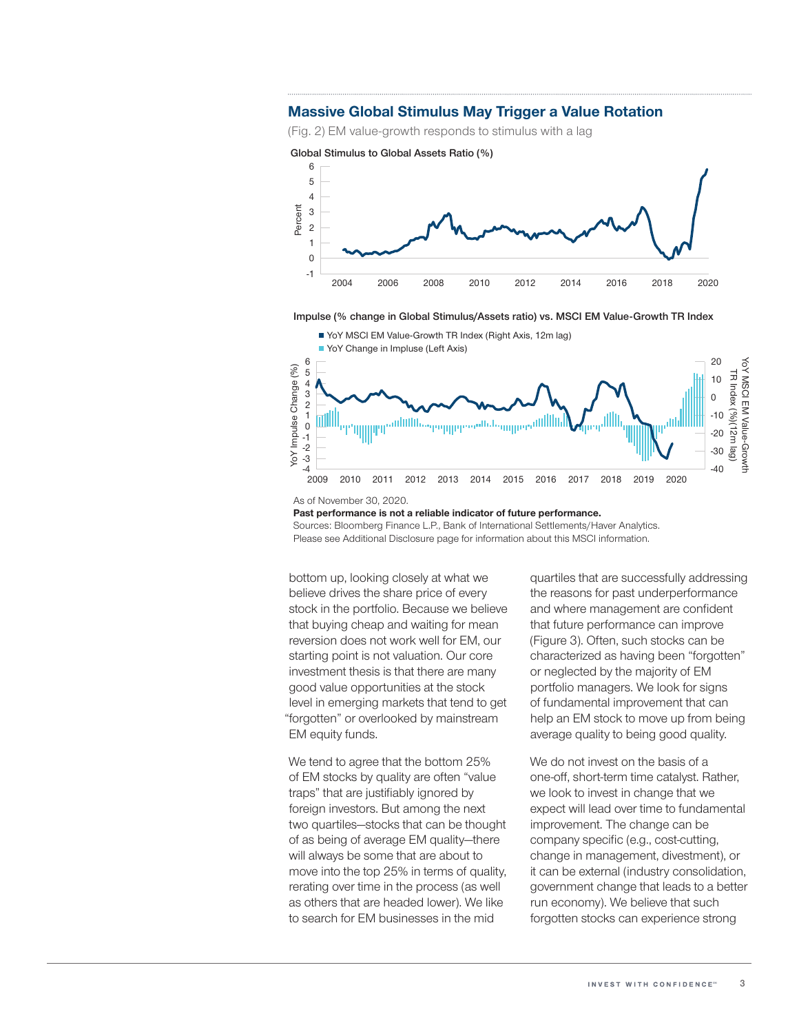## Massive Global Stimulus May Trigger a Value Rotation

(Fig. 2) EM value-growth responds to stimulus with a lag

Global Stimulus to Global Assets Ratio (%)

Impulse (% change in Global Stimulus/Assets ratio) vs. MSCI EM Value-Growth TR Index

As of November 30, 2020.

**Past performance is not a reliable indicator of future performance.**

Sources: Bloomberg Finance L.P., Bank of International Settlements/Haver Analytics.

Please see Additional Disclosure page for information about this MSCI information.

bottom up, looking closely at what we believe drives the share price of every stock in the portfolio. Because we believe that buying cheap and waiting for mean reversion does not work well for EM, our starting point is not valuation. Our core investment thesis is that there are many good value opportunities at the stock level in emerging markets that tend to get "forgotten" or overlooked by mainstream EM equity funds.

We tend to agree that the bottom 25% of EM stocks by quality are often "value traps" that are justifiably ignored by foreign investors. But among the next two quartiles—stocks that can be thought of as being of average EM quality—there will always be some that are about to move into the top 25% in terms of quality, rerating over time in the process (as well as others that are headed lower). We like to search for EM businesses in the mid quartiles that are successfully addressing the reasons for past underperformance and where management are confident that future performance can improve (Figure 3). Often, such stocks can be characterized as having been "forgotten" or neglected by the majority of EM portfolio managers. We look for signs of fundamental improvement that can help an EM stock to move up from being average quality to being good quality.

We do not invest on the basis of a one-off, short-term time catalyst. Rather, we look to invest in change that we expect will lead over time to fundamental improvement. The change can be company specific (e.g., cost-cutting, change in management, divestment), or it can be external (industry consolidation, government change that leads to a better run economy). We believe that such forgotten stocks can experience strong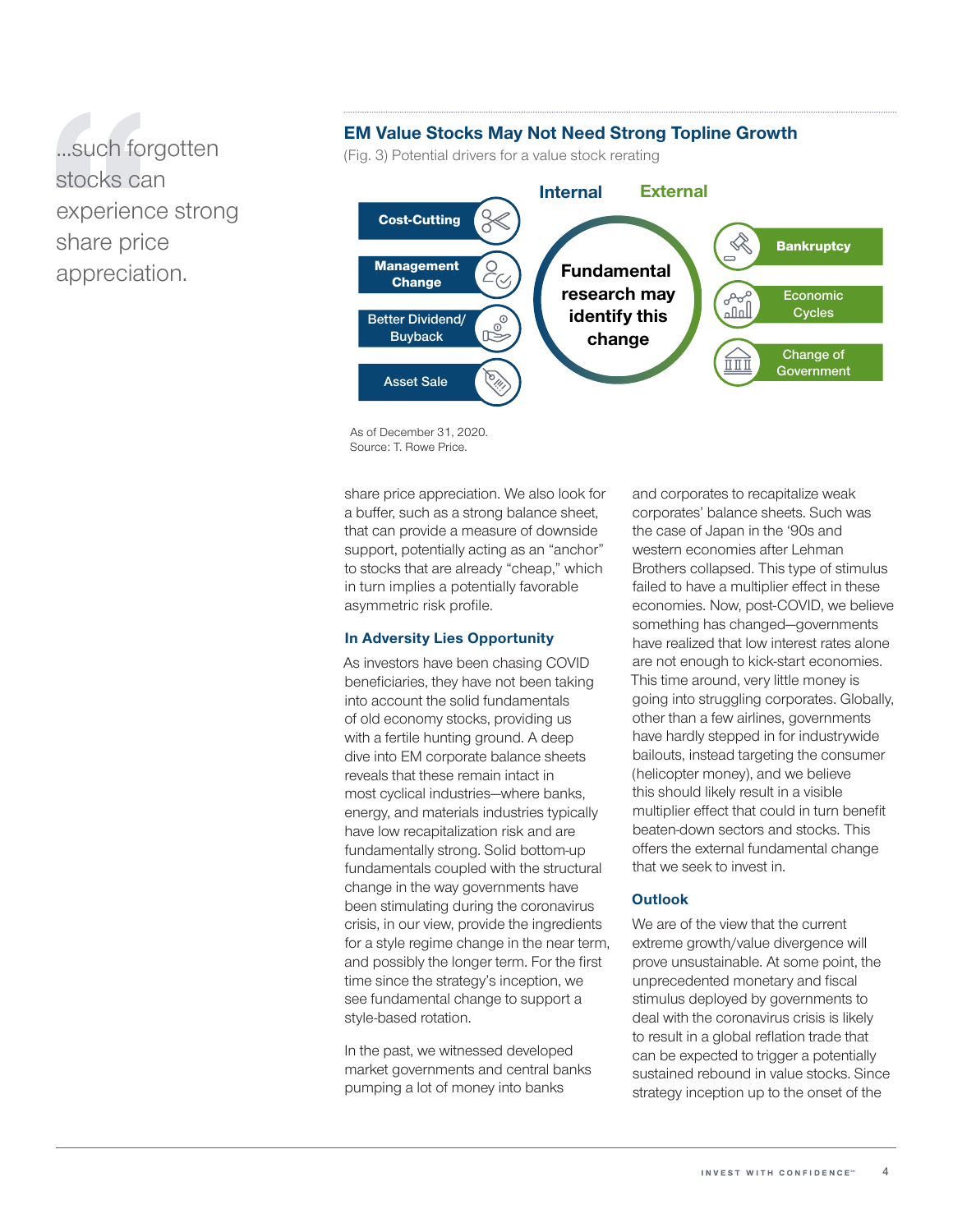> ...such forgotten stocks can experience strong share price appreciation.

### EM Value Stocks May Not Need Strong Topline Growth

(Fig. 3) Potential drivers for a value stock rerating

**Internal**
- Cost-Cutting
- Management Change
- Better Dividend/ Buyback
- Asset Sale

**Fundamental research may identify this change**

**External**
- Bankruptcy
- Economic Cycles
- Change of Government

As of December 31, 2020.
Source: T. Rowe Price.

share price appreciation. We also look for a buffer, such as a strong balance sheet, that can provide a measure of downside support, potentially acting as an "anchor" to stocks that are already "cheap," which in turn implies a potentially favorable asymmetric risk profile.

### In Adversity Lies Opportunity

As investors have been chasing COVID beneficiaries, they have not been taking into account the solid fundamentals of old economy stocks, providing us with a fertile hunting ground. A deep dive into EM corporate balance sheets reveals that these remain intact in most cyclical industries—where banks, energy, and materials industries typically have low recapitalization risk and are fundamentally strong. Solid bottom-up fundamentals coupled with the structural change in the way governments have been stimulating during the coronavirus crisis, in our view, provide the ingredients for a style regime change in the near term, and possibly the longer term. For the first time since the strategy's inception, we see fundamental change to support a style-based rotation.

In the past, we witnessed developed market governments and central banks pumping a lot of money into banks and corporates to recapitalize weak corporates' balance sheets. Such was the case of Japan in the '90s and western economies after Lehman Brothers collapsed. This type of stimulus failed to have a multiplier effect in these economies. Now, post-COVID, we believe something has changed—governments have realized that low interest rates alone are not enough to kick-start economies. This time around, very little money is going into struggling corporates. Globally, other than a few airlines, governments have hardly stepped in for industrywide bailouts, instead targeting the consumer (helicopter money), and we believe this should likely result in a visible multiplier effect that could in turn benefit beaten-down sectors and stocks. This offers the external fundamental change that we seek to invest in.

### Outlook

We are of the view that the current extreme growth/value divergence will prove unsustainable. At some point, the unprecedented monetary and fiscal stimulus deployed by governments to deal with the coronavirus crisis is likely to result in a global reflation trade that can be expected to trigger a potentially sustained rebound in value stocks. Since strategy inception up to the onset of the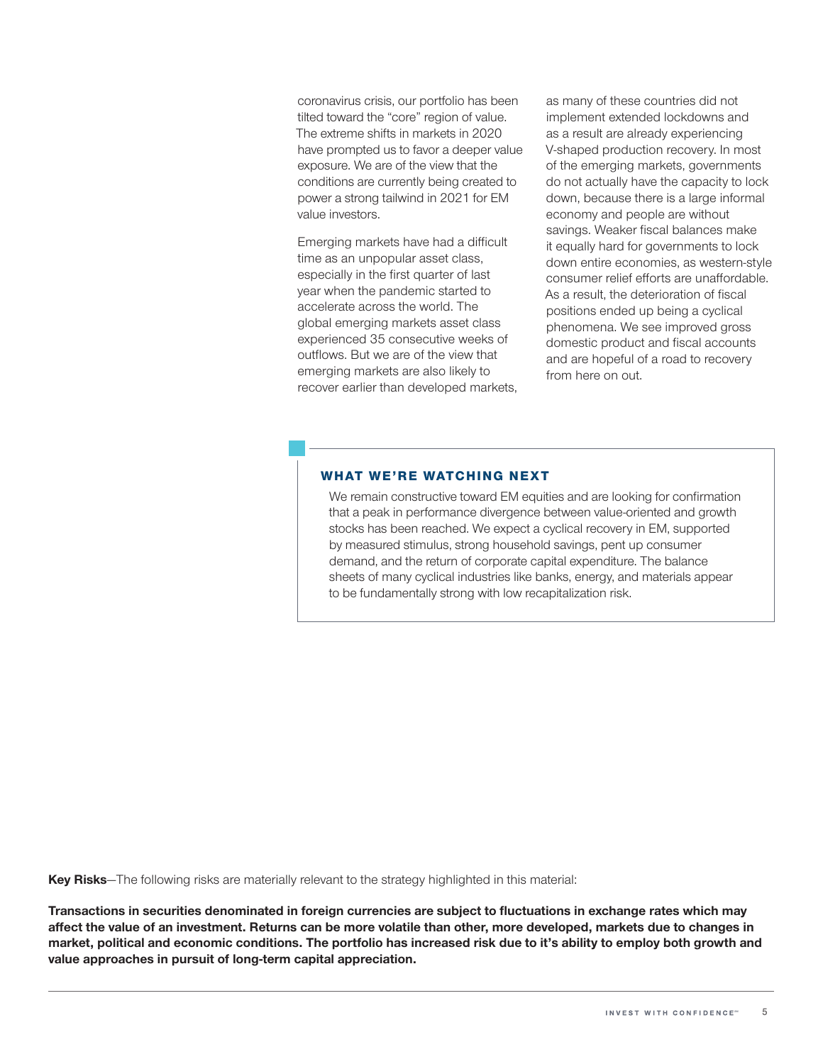coronavirus crisis, our portfolio has been tilted toward the "core" region of value. The extreme shifts in markets in 2020 have prompted us to favor a deeper value exposure. We are of the view that the conditions are currently being created to power a strong tailwind in 2021 for EM value investors.

Emerging markets have had a difficult time as an unpopular asset class, especially in the first quarter of last year when the pandemic started to accelerate across the world. The global emerging markets asset class experienced 35 consecutive weeks of outflows. But we are of the view that emerging markets are also likely to recover earlier than developed markets, as many of these countries did not implement extended lockdowns and as a result are already experiencing V-shaped production recovery. In most of the emerging markets, governments do not actually have the capacity to lock down, because there is a large informal economy and people are without savings. Weaker fiscal balances make it equally hard for governments to lock down entire economies, as western-style consumer relief efforts are unaffordable. As a result, the deterioration of fiscal positions ended up being a cyclical phenomena. We see improved gross domestic product and fiscal accounts and are hopeful of a road to recovery from here on out.

## WHAT WE'RE WATCHING NEXT

We remain constructive toward EM equities and are looking for confirmation that a peak in performance divergence between value-oriented and growth stocks has been reached. We expect a cyclical recovery in EM, supported by measured stimulus, strong household savings, pent up consumer demand, and the return of corporate capital expenditure. The balance sheets of many cyclical industries like banks, energy, and materials appear to be fundamentally strong with low recapitalization risk.

**Key Risks**—The following risks are materially relevant to the strategy highlighted in this material:

**Transactions in securities denominated in foreign currencies are subject to fluctuations in exchange rates which may affect the value of an investment. Returns can be more volatile than other, more developed, markets due to changes in market, political and economic conditions. The portfolio has increased risk due to it's ability to employ both growth and value approaches in pursuit of long-term capital appreciation.**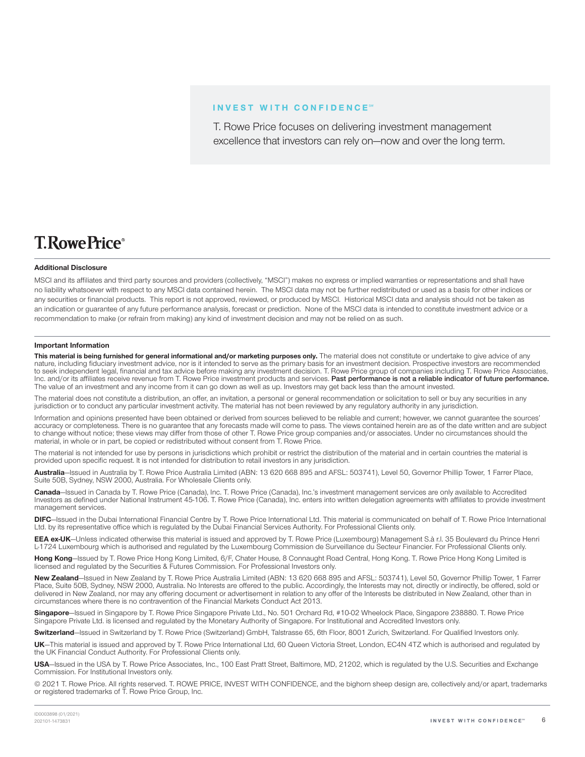**INVEST WITH CONFIDENCE℠**

T. Rowe Price focuses on delivering investment management excellence that investors can rely on—now and over the long term.

T.RowePrice®

**Additional Disclosure**

MSCI and its affiliates and third party sources and providers (collectively, "MSCI") makes no express or implied warranties or representations and shall have no liability whatsoever with respect to any MSCI data contained herein. The MSCI data may not be further redistributed or used as a basis for other indices or any securities or financial products. This report is not approved, reviewed, or produced by MSCI. Historical MSCI data and analysis should not be taken as an indication or guarantee of any future performance analysis, forecast or prediction. None of the MSCI data is intended to constitute investment advice or a recommendation to make (or refrain from making) any kind of investment decision and may not be relied on as such.

**Important Information**

**This material is being furnished for general informational and/or marketing purposes only.** The material does not constitute or undertake to give advice of any nature, including fiduciary investment advice, nor is it intended to serve as the primary basis for an investment decision. Prospective investors are recommended to seek independent legal, financial and tax advice before making any investment decision. T. Rowe Price group of companies including T. Rowe Price Associates, Inc. and/or its affiliates receive revenue from T. Rowe Price investment products and services. **Past performance is not a reliable indicator of future performance.** The value of an investment and any income from it can go down as well as up. Investors may get back less than the amount invested.

The material does not constitute a distribution, an offer, an invitation, a personal or general recommendation or solicitation to sell or buy any securities in any jurisdiction or to conduct any particular investment activity. The material has not been reviewed by any regulatory authority in any jurisdiction.

Information and opinions presented have been obtained or derived from sources believed to be reliable and current; however, we cannot guarantee the sources' accuracy or completeness. There is no guarantee that any forecasts made will come to pass. The views contained herein are as of the date written and are subject to change without notice; these views may differ from those of other T. Rowe Price group companies and/or associates. Under no circumstances should the material, in whole or in part, be copied or redistributed without consent from T. Rowe Price.

The material is not intended for use by persons in jurisdictions which prohibit or restrict the distribution of the material and in certain countries the material is provided upon specific request. It is not intended for distribution to retail investors in any jurisdiction.

**Australia**—Issued in Australia by T. Rowe Price Australia Limited (ABN: 13 620 668 895 and AFSL: 503741), Level 50, Governor Phillip Tower, 1 Farrer Place, Suite 50B, Sydney, NSW 2000, Australia. For Wholesale Clients only.

**Canada**—Issued in Canada by T. Rowe Price (Canada), Inc. T. Rowe Price (Canada), Inc.'s investment management services are only available to Accredited Investors as defined under National Instrument 45-106. T. Rowe Price (Canada), Inc. enters into written delegation agreements with affiliates to provide investment management services.

**DIFC**—Issued in the Dubai International Financial Centre by T. Rowe Price International Ltd. This material is communicated on behalf of T. Rowe Price International Ltd. by its representative office which is regulated by the Dubai Financial Services Authority. For Professional Clients only.

**EEA ex-UK**—Unless indicated otherwise this material is issued and approved by T. Rowe Price (Luxembourg) Management S.à r.l. 35 Boulevard du Prince Henri L-1724 Luxembourg which is authorised and regulated by the Luxembourg Commission de Surveillance du Secteur Financier. For Professional Clients only.

**Hong Kong**—Issued by T. Rowe Price Hong Kong Limited, 6/F, Chater House, 8 Connaught Road Central, Hong Kong. T. Rowe Price Hong Kong Limited is licensed and regulated by the Securities & Futures Commission. For Professional Investors only.

**New Zealand**—Issued in New Zealand by T. Rowe Price Australia Limited (ABN: 13 620 668 895 and AFSL: 503741), Level 50, Governor Phillip Tower, 1 Farrer Place, Suite 50B, Sydney, NSW 2000, Australia. No Interests are offered to the public. Accordingly, the Interests may not, directly or indirectly, be offered, sold or delivered in New Zealand, nor may any offering document or advertisement in relation to any offer of the Interests be distributed in New Zealand, other than in circumstances where there is no contravention of the Financial Markets Conduct Act 2013.

**Singapore**—Issued in Singapore by T. Rowe Price Singapore Private Ltd., No. 501 Orchard Rd, #10-02 Wheelock Place, Singapore 238880. T. Rowe Price Singapore Private Ltd. is licensed and regulated by the Monetary Authority of Singapore. For Institutional and Accredited Investors only.

**Switzerland**—Issued in Switzerland by T. Rowe Price (Switzerland) GmbH, Talstrasse 65, 6th Floor, 8001 Zurich, Switzerland. For Qualified Investors only.

**UK**—This material is issued and approved by T. Rowe Price International Ltd, 60 Queen Victoria Street, London, EC4N 4TZ which is authorised and regulated by the UK Financial Conduct Authority. For Professional Clients only.

**USA**—Issued in the USA by T. Rowe Price Associates, Inc., 100 East Pratt Street, Baltimore, MD, 21202, which is regulated by the U.S. Securities and Exchange Commission. For Institutional Investors only.

© 2021 T. Rowe Price. All rights reserved. T. ROWE PRICE, INVEST WITH CONFIDENCE, and the bighorn sheep design are, collectively and/or apart, trademarks or registered trademarks of T. Rowe Price Group, Inc.

ID0003898 (01/2021)
202101-1473831